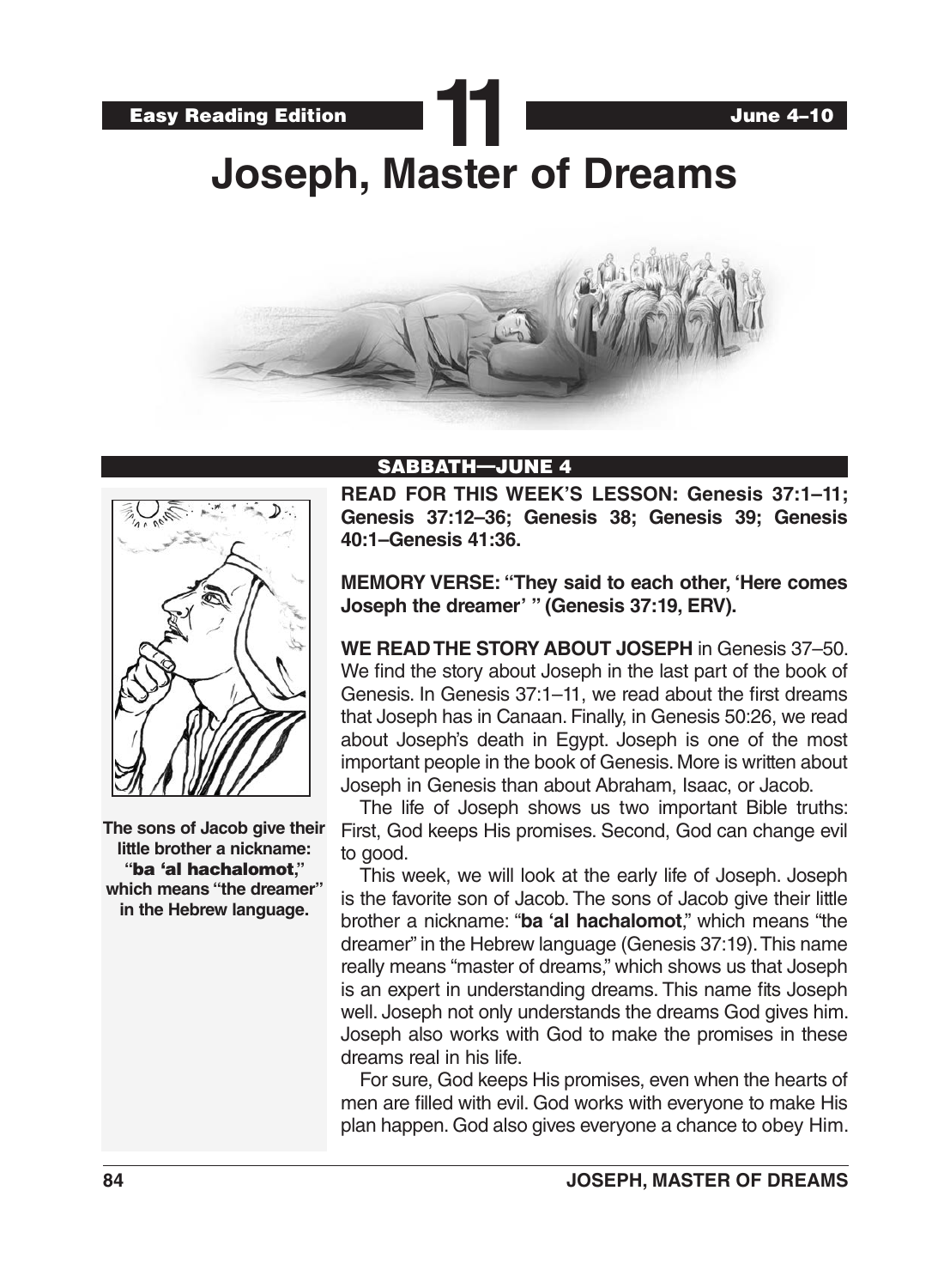Easy Reading Edition **11** June 4–10

# Joseph, Master of Dreams

## SABBATH—JUNE 4

**READ FOR THIS WEEK'S LESSON: Genesis 37:1–11; Genesis 37:12–36; Genesis 38; Genesis 39; Genesis 40:1–Genesis 41:36.**

**MEMORY VERSE: "They said to each other, 'Here comes Joseph the dreamer' " (Genesis 37:19, ERV).**

**WE READ THE STORY ABOUT JOSEPH** in Genesis 37–50. We find the story about Joseph in the last part of the book of Genesis. In Genesis 37:1–11, we read about the first dreams that Joseph has in Canaan. Finally, in Genesis 50:26, we read about Joseph's death in Egypt. Joseph is one of the most important people in the book of Genesis. More is written about Joseph in Genesis than about Abraham, Isaac, or Jacob.

The life of Joseph shows us two important Bible truths: First, God keeps His promises. Second, God can change evil to good.

This week, we will look at the early life of Joseph. Joseph is the favorite son of Jacob. The sons of Jacob give their little brother a nickname: "**ba 'al hachalomot**," which means "the dreamer" in the Hebrew language (Genesis 37:19). This name really means "master of dreams," which shows us that Joseph is an expert in understanding dreams. This name fits Joseph well. Joseph not only understands the dreams God gives him. Joseph also works with God to make the promises in these dreams real in his life.

For sure, God keeps His promises, even when the hearts of men are filled with evil. God works with everyone to make His plan happen. God also gives everyone a chance to obey Him.

**The sons of Jacob give their little brother a nickname: "ba 'al hachalomot," which means "the dreamer" in the Hebrew language.**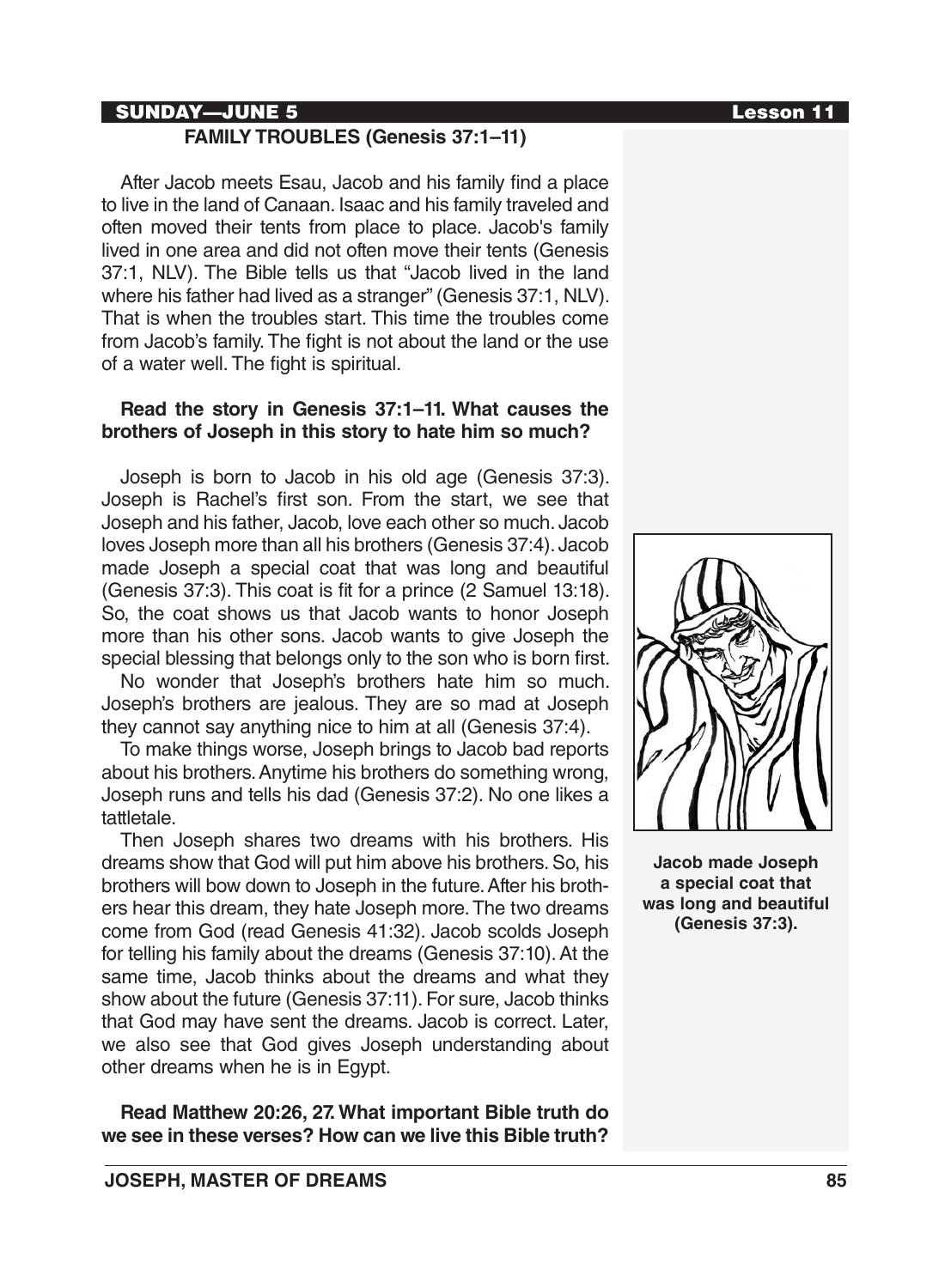**SUNDAY—JUNE 5** **Lesson 11**

## FAMILY TROUBLES (Genesis 37:1–11)

After Jacob meets Esau, Jacob and his family find a place to live in the land of Canaan. Isaac and his family traveled and often moved their tents from place to place. Jacob's family lived in one area and did not often move their tents (Genesis 37:1, NLV). The Bible tells us that "Jacob lived in the land where his father had lived as a stranger" (Genesis 37:1, NLV). That is when the troubles start. This time the troubles come from Jacob's family. The fight is not about the land or the use of a water well. The fight is spiritual.

**Read the story in Genesis 37:1–11. What causes the brothers of Joseph in this story to hate him so much?**

Joseph is born to Jacob in his old age (Genesis 37:3). Joseph is Rachel's first son. From the start, we see that Joseph and his father, Jacob, love each other so much. Jacob loves Joseph more than all his brothers (Genesis 37:4). Jacob made Joseph a special coat that was long and beautiful (Genesis 37:3). This coat is fit for a prince (2 Samuel 13:18). So, the coat shows us that Jacob wants to honor Joseph more than his other sons. Jacob wants to give Joseph the special blessing that belongs only to the son who is born first.

No wonder that Joseph's brothers hate him so much. Joseph's brothers are jealous. They are so mad at Joseph they cannot say anything nice to him at all (Genesis 37:4).

To make things worse, Joseph brings to Jacob bad reports about his brothers. Anytime his brothers do something wrong, Joseph runs and tells his dad (Genesis 37:2). No one likes a tattletale.

Then Joseph shares two dreams with his brothers. His dreams show that God will put him above his brothers. So, his brothers will bow down to Joseph in the future. After his brothers hear this dream, they hate Joseph more. The two dreams come from God (read Genesis 41:32). Jacob scolds Joseph for telling his family about the dreams (Genesis 37:10). At the same time, Jacob thinks about the dreams and what they show about the future (Genesis 37:11). For sure, Jacob thinks that God may have sent the dreams. Jacob is correct. Later, we also see that God gives Joseph understanding about other dreams when he is in Egypt.

**Jacob made Joseph a special coat that was long and beautiful (Genesis 37:3).**

**Read Matthew 20:26, 27. What important Bible truth do we see in these verses? How can we live this Bible truth?**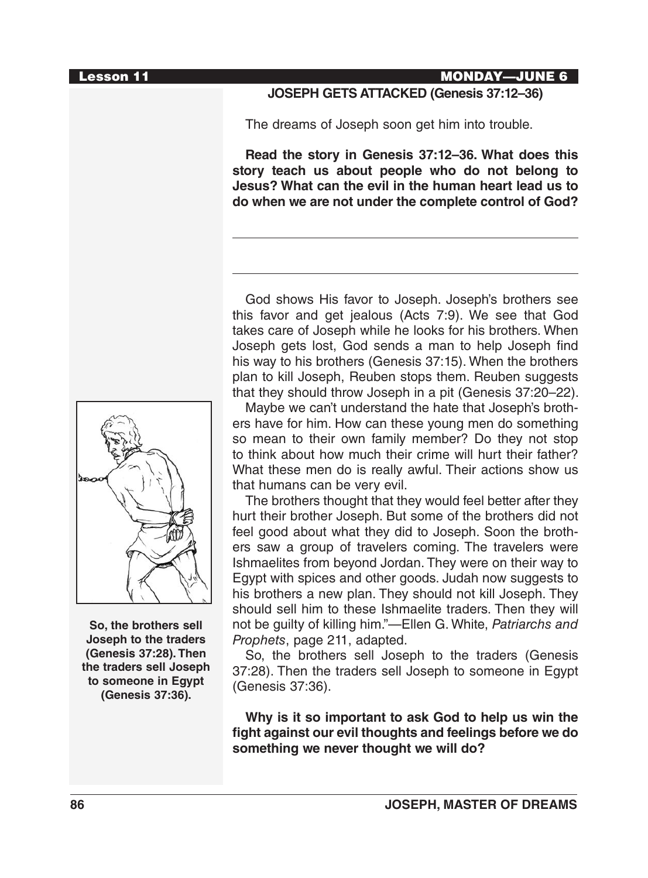## JOSEPH GETS ATTACKED (Genesis 37:12–36)

The dreams of Joseph soon get him into trouble.

**Read the story in Genesis 37:12–36. What does this story teach us about people who do not belong to Jesus? What can the evil in the human heart lead us to do when we are not under the complete control of God?**

---

---

God shows His favor to Joseph. Joseph's brothers see this favor and get jealous (Acts 7:9). We see that God takes care of Joseph while he looks for his brothers. When Joseph gets lost, God sends a man to help Joseph find his way to his brothers (Genesis 37:15). When the brothers plan to kill Joseph, Reuben stops them. Reuben suggests that they should throw Joseph in a pit (Genesis 37:20–22).

Maybe we can't understand the hate that Joseph's brothers have for him. How can these young men do something so mean to their own family member? Do they not stop to think about how much their crime will hurt their father? What these men do is really awful. Their actions show us that humans can be very evil.

The brothers thought that they would feel better after they hurt their brother Joseph. But some of the brothers did not feel good about what they did to Joseph. Soon the brothers saw a group of travelers coming. The travelers were Ishmaelites from beyond Jordan. They were on their way to Egypt with spices and other goods. Judah now suggests to his brothers a new plan. They should not kill Joseph. They should sell him to these Ishmaelite traders. Then they will not be guilty of killing him."—Ellen G. White, *Patriarchs and Prophets*, page 211, adapted.

So, the brothers sell Joseph to the traders (Genesis 37:28). Then the traders sell Joseph to someone in Egypt (Genesis 37:36).

**So, the brothers sell Joseph to the traders (Genesis 37:28). Then the traders sell Joseph to someone in Egypt (Genesis 37:36).**

**Why is it so important to ask God to help us win the fight against our evil thoughts and feelings before we do something we never thought we will do?**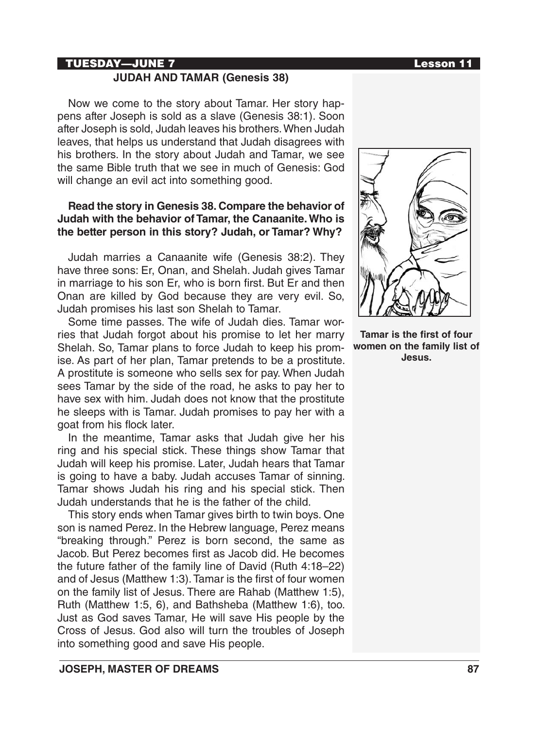## JUDAH AND TAMAR (Genesis 38)

Now we come to the story about Tamar. Her story happens after Joseph is sold as a slave (Genesis 38:1). Soon after Joseph is sold, Judah leaves his brothers. When Judah leaves, that helps us understand that Judah disagrees with his brothers. In the story about Judah and Tamar, we see the same Bible truth that we see in much of Genesis: God will change an evil act into something good.

**Read the story in Genesis 38. Compare the behavior of Judah with the behavior of Tamar, the Canaanite. Who is the better person in this story? Judah, or Tamar? Why?**

Judah marries a Canaanite wife (Genesis 38:2). They have three sons: Er, Onan, and Shelah. Judah gives Tamar in marriage to his son Er, who is born first. But Er and then Onan are killed by God because they are very evil. So, Judah promises his last son Shelah to Tamar.

Some time passes. The wife of Judah dies. Tamar worries that Judah forgot about his promise to let her marry Shelah. So, Tamar plans to force Judah to keep his promise. As part of her plan, Tamar pretends to be a prostitute. A prostitute is someone who sells sex for pay. When Judah sees Tamar by the side of the road, he asks to pay her to have sex with him. Judah does not know that the prostitute he sleeps with is Tamar. Judah promises to pay her with a goat from his flock later.

In the meantime, Tamar asks that Judah give her his ring and his special stick. These things show Tamar that Judah will keep his promise. Later, Judah hears that Tamar is going to have a baby. Judah accuses Tamar of sinning. Tamar shows Judah his ring and his special stick. Then Judah understands that he is the father of the child.

This story ends when Tamar gives birth to twin boys. One son is named Perez. In the Hebrew language, Perez means "breaking through." Perez is born second, the same as Jacob. But Perez becomes first as Jacob did. He becomes the future father of the family line of David (Ruth 4:18–22) and of Jesus (Matthew 1:3). Tamar is the first of four women on the family list of Jesus. There are Rahab (Matthew 1:5), Ruth (Matthew 1:5, 6), and Bathsheba (Matthew 1:6), too. Just as God saves Tamar, He will save His people by the Cross of Jesus. God also will turn the troubles of Joseph into something good and save His people.

**Tamar is the first of four women on the family list of Jesus.**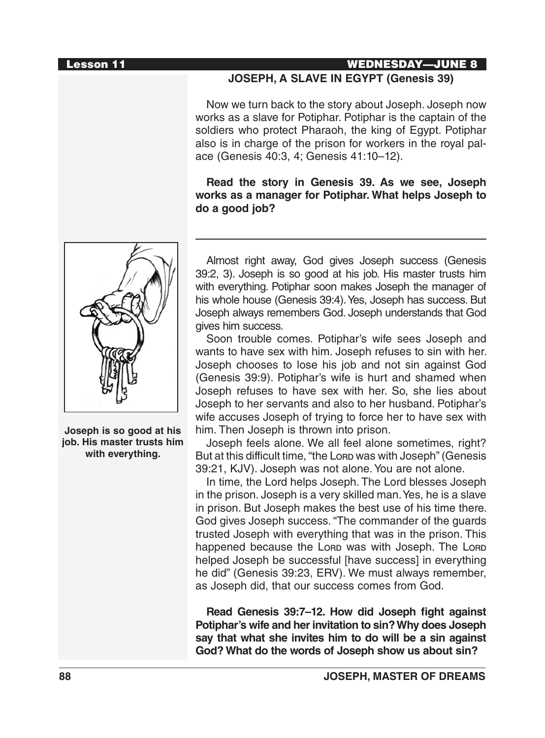## JOSEPH, A SLAVE IN EGYPT (Genesis 39)

Now we turn back to the story about Joseph. Joseph now works as a slave for Potiphar. Potiphar is the captain of the soldiers who protect Pharaoh, the king of Egypt. Potiphar also is in charge of the prison for workers in the royal palace (Genesis 40:3, 4; Genesis 41:10–12).

**Read the story in Genesis 39. As we see, Joseph works as a manager for Potiphar. What helps Joseph to do a good job?**

---

Almost right away, God gives Joseph success (Genesis 39:2, 3). Joseph is so good at his job. His master trusts him with everything. Potiphar soon makes Joseph the manager of his whole house (Genesis 39:4). Yes, Joseph has success. But Joseph always remembers God. Joseph understands that God gives him success.

Soon trouble comes. Potiphar's wife sees Joseph and wants to have sex with him. Joseph refuses to sin with her. Joseph chooses to lose his job and not sin against God (Genesis 39:9). Potiphar's wife is hurt and shamed when Joseph refuses to have sex with her. So, she lies about Joseph to her servants and also to her husband. Potiphar's wife accuses Joseph of trying to force her to have sex with him. Then Joseph is thrown into prison.

Joseph feels alone. We all feel alone sometimes, right? But at this difficult time, "the LORD was with Joseph" (Genesis 39:21, KJV). Joseph was not alone. You are not alone.

In time, the Lord helps Joseph. The Lord blesses Joseph in the prison. Joseph is a very skilled man. Yes, he is a slave in prison. But Joseph makes the best use of his time there. God gives Joseph success. "The commander of the guards trusted Joseph with everything that was in the prison. This happened because the LORD was with Joseph. The LORD helped Joseph be successful [have success] in everything he did" (Genesis 39:23, ERV). We must always remember, as Joseph did, that our success comes from God.

**Joseph is so good at his job. His master trusts him with everything.**

**Read Genesis 39:7–12. How did Joseph fight against Potiphar's wife and her invitation to sin? Why does Joseph say that what she invites him to do will be a sin against God? What do the words of Joseph show us about sin?**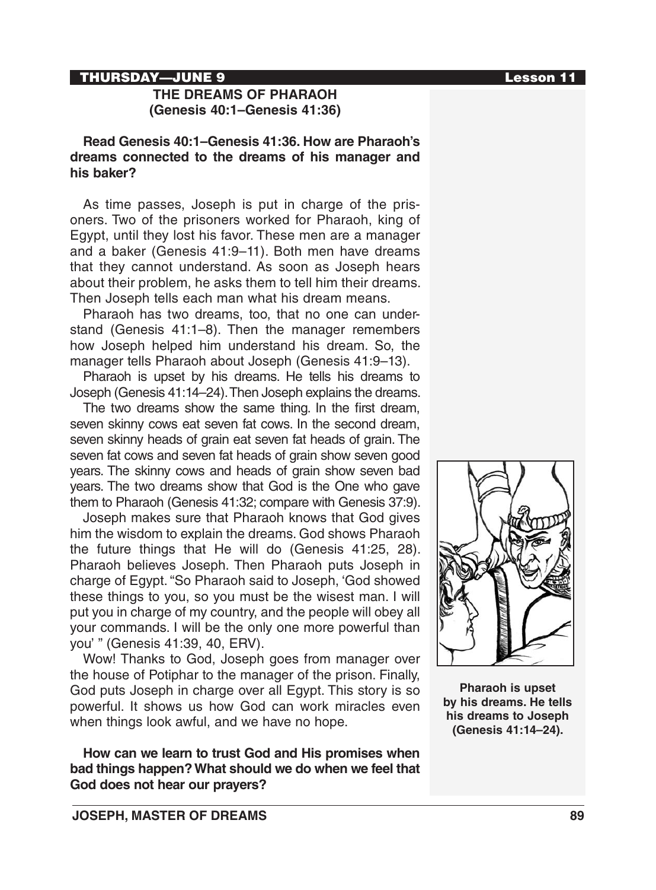**THURSDAY—JUNE 9**

## THE DREAMS OF PHARAOH (Genesis 40:1–Genesis 41:36)

**Read Genesis 40:1–Genesis 41:36. How are Pharaoh's dreams connected to the dreams of his manager and his baker?**

As time passes, Joseph is put in charge of the prisoners. Two of the prisoners worked for Pharaoh, king of Egypt, until they lost his favor. These men are a manager and a baker (Genesis 41:9–11). Both men have dreams that they cannot understand. As soon as Joseph hears about their problem, he asks them to tell him their dreams. Then Joseph tells each man what his dream means.

Pharaoh has two dreams, too, that no one can understand (Genesis 41:1–8). Then the manager remembers how Joseph helped him understand his dream. So, the manager tells Pharaoh about Joseph (Genesis 41:9–13).

Pharaoh is upset by his dreams. He tells his dreams to Joseph (Genesis 41:14–24). Then Joseph explains the dreams.

The two dreams show the same thing. In the first dream, seven skinny cows eat seven fat cows. In the second dream, seven skinny heads of grain eat seven fat heads of grain. The seven fat cows and seven fat heads of grain show seven good years. The skinny cows and heads of grain show seven bad years. The two dreams show that God is the One who gave them to Pharaoh (Genesis 41:32; compare with Genesis 37:9).

Joseph makes sure that Pharaoh knows that God gives him the wisdom to explain the dreams. God shows Pharaoh the future things that He will do (Genesis 41:25, 28). Pharaoh believes Joseph. Then Pharaoh puts Joseph in charge of Egypt. "So Pharaoh said to Joseph, 'God showed these things to you, so you must be the wisest man. I will put you in charge of my country, and the people will obey all your commands. I will be the only one more powerful than you' " (Genesis 41:39, 40, ERV).

Wow! Thanks to God, Joseph goes from manager over the house of Potiphar to the manager of the prison. Finally, God puts Joseph in charge over all Egypt. This story is so powerful. It shows us how God can work miracles even when things look awful, and we have no hope.

**Pharaoh is upset by his dreams. He tells his dreams to Joseph (Genesis 41:14–24).**

**How can we learn to trust God and His promises when bad things happen? What should we do when we feel that God does not hear our prayers?**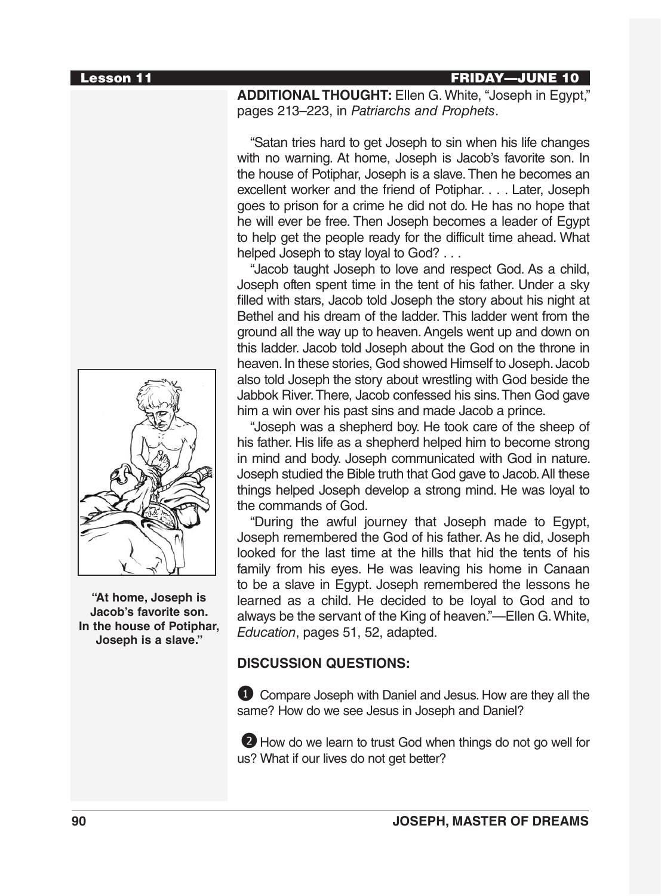**ADDITIONAL THOUGHT:** Ellen G. White, "Joseph in Egypt," pages 213–223, in *Patriarchs and Prophets*.

"Satan tries hard to get Joseph to sin when his life changes with no warning. At home, Joseph is Jacob's favorite son. In the house of Potiphar, Joseph is a slave. Then he becomes an excellent worker and the friend of Potiphar. . . . Later, Joseph goes to prison for a crime he did not do. He has no hope that he will ever be free. Then Joseph becomes a leader of Egypt to help get the people ready for the difficult time ahead. What helped Joseph to stay loyal to God? . . .

"Jacob taught Joseph to love and respect God. As a child, Joseph often spent time in the tent of his father. Under a sky filled with stars, Jacob told Joseph the story about his night at Bethel and his dream of the ladder. This ladder went from the ground all the way up to heaven. Angels went up and down on this ladder. Jacob told Joseph about the God on the throne in heaven. In these stories, God showed Himself to Joseph. Jacob also told Joseph the story about wrestling with God beside the Jabbok River. There, Jacob confessed his sins. Then God gave him a win over his past sins and made Jacob a prince.

"Joseph was a shepherd boy. He took care of the sheep of his father. His life as a shepherd helped him to become strong in mind and body. Joseph communicated with God in nature. Joseph studied the Bible truth that God gave to Jacob. All these things helped Joseph develop a strong mind. He was loyal to the commands of God.

"During the awful journey that Joseph made to Egypt, Joseph remembered the God of his father. As he did, Joseph looked for the last time at the hills that hid the tents of his family from his eyes. He was leaving his home in Canaan to be a slave in Egypt. Joseph remembered the lessons he learned as a child. He decided to be loyal to God and to always be the servant of the King of heaven."—Ellen G. White, *Education*, pages 51, 52, adapted.

**"At home, Joseph is Jacob's favorite son. In the house of Potiphar, Joseph is a slave."**

**DISCUSSION QUESTIONS:**

1. Compare Joseph with Daniel and Jesus. How are they all the same? How do we see Jesus in Joseph and Daniel?

2. How do we learn to trust God when things do not go well for us? What if our lives do not get better?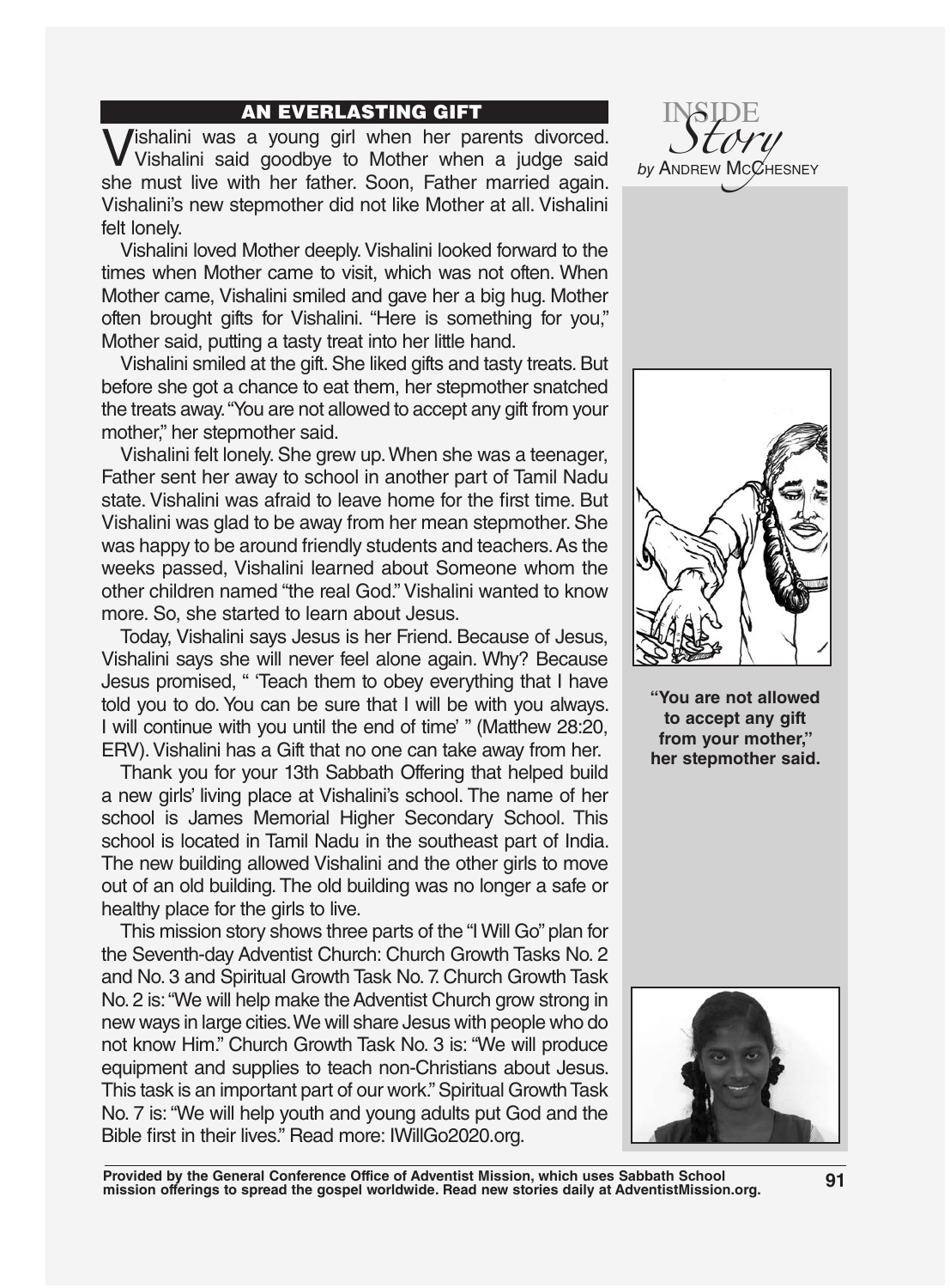## AN EVERLASTING GIFT

INSIDE *Story*
*by* Andrew McChesney

Vishalini was a young girl when her parents divorced. Vishalini said goodbye to Mother when a judge said she must live with her father. Soon, Father married again. Vishalini's new stepmother did not like Mother at all. Vishalini felt lonely.

Vishalini loved Mother deeply. Vishalini looked forward to the times when Mother came to visit, which was not often. When Mother came, Vishalini smiled and gave her a big hug. Mother often brought gifts for Vishalini. "Here is something for you," Mother said, putting a tasty treat into her little hand.

Vishalini smiled at the gift. She liked gifts and tasty treats. But before she got a chance to eat them, her stepmother snatched the treats away. "You are not allowed to accept any gift from your mother," her stepmother said.

Vishalini felt lonely. She grew up. When she was a teenager, Father sent her away to school in another part of Tamil Nadu state. Vishalini was afraid to leave home for the first time. But Vishalini was glad to be away from her mean stepmother. She was happy to be around friendly students and teachers. As the weeks passed, Vishalini learned about Someone whom the other children named "the real God." Vishalini wanted to know more. So, she started to learn about Jesus.

Today, Vishalini says Jesus is her Friend. Because of Jesus, Vishalini says she will never feel alone again. Why? Because Jesus promised, " 'Teach them to obey everything that I have told you to do. You can be sure that I will be with you always. I will continue with you until the end of time' " (Matthew 28:20, ERV). Vishalini has a Gift that no one can take away from her.

Thank you for your 13th Sabbath Offering that helped build a new girls' living place at Vishalini's school. The name of her school is James Memorial Higher Secondary School. This school is located in Tamil Nadu in the southeast part of India. The new building allowed Vishalini and the other girls to move out of an old building. The old building was no longer a safe or healthy place for the girls to live.

This mission story shows three parts of the "I Will Go" plan for the Seventh-day Adventist Church: Church Growth Tasks No. 2 and No. 3 and Spiritual Growth Task No. 7. Church Growth Task No. 2 is: "We will help make the Adventist Church grow strong in new ways in large cities. We will share Jesus with people who do not know Him." Church Growth Task No. 3 is: "We will produce equipment and supplies to teach non-Christians about Jesus. This task is an important part of our work." Spiritual Growth Task No. 7 is: "We will help youth and young adults put God and the Bible first in their lives." Read more: IWillGo2020.org.

**"You are not allowed to accept any gift from your mother," her stepmother said.**

**Provided by the General Conference Office of Adventist Mission, which uses Sabbath School mission offerings to spread the gospel worldwide. Read new stories daily at AdventistMission.org.**